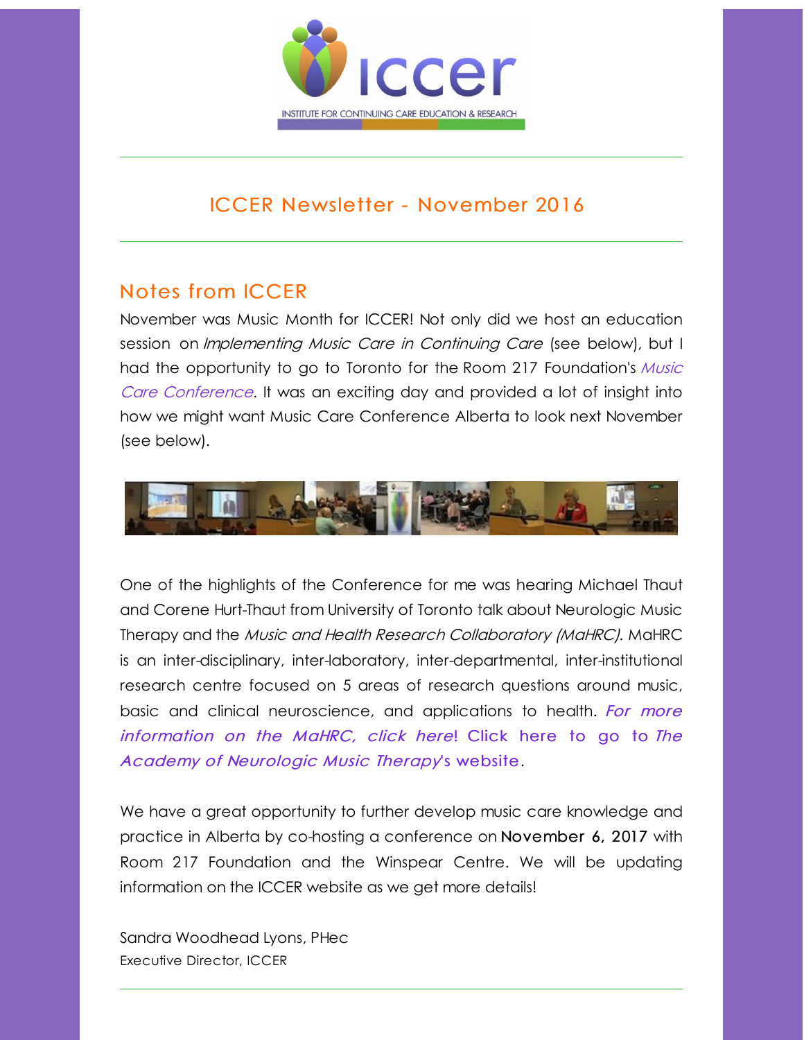ICCER

INSTITUTE FOR CONTINUING CARE EDUCATION & RESEARCH

# ICCER Newsletter - November 2016

## Notes from ICCER

November was Music Month for ICCER! Not only did we host an education session on *Implementing Music Care in Continuing Care* (see below), but I had the opportunity to go to Toronto for the Room 217 Foundation's *Music Care Conference*. It was an exciting day and provided a lot of insight into how we might want Music Care Conference Alberta to look next November (see below).

One of the highlights of the Conference for me was hearing Michael Thaut and Corene Hurt-Thaut from University of Toronto talk about Neurologic Music Therapy and the *Music and Health Research Collaboratory (MaHRC)*. MaHRC is an inter-disciplinary, inter-laboratory, inter-departmental, inter-institutional research centre focused on 5 areas of research questions around music, basic and clinical neuroscience, and applications to health. *For more information on the MaHRC, click here*! Click here to go to *The Academy of Neurologic Music Therapy*'s website.

We have a great opportunity to further develop music care knowledge and practice in Alberta by co-hosting a conference on **November 6, 2017** with Room 217 Foundation and the Winspear Centre. We will be updating information on the ICCER website as we get more details!

Sandra Woodhead Lyons, PHec
Executive Director, ICCER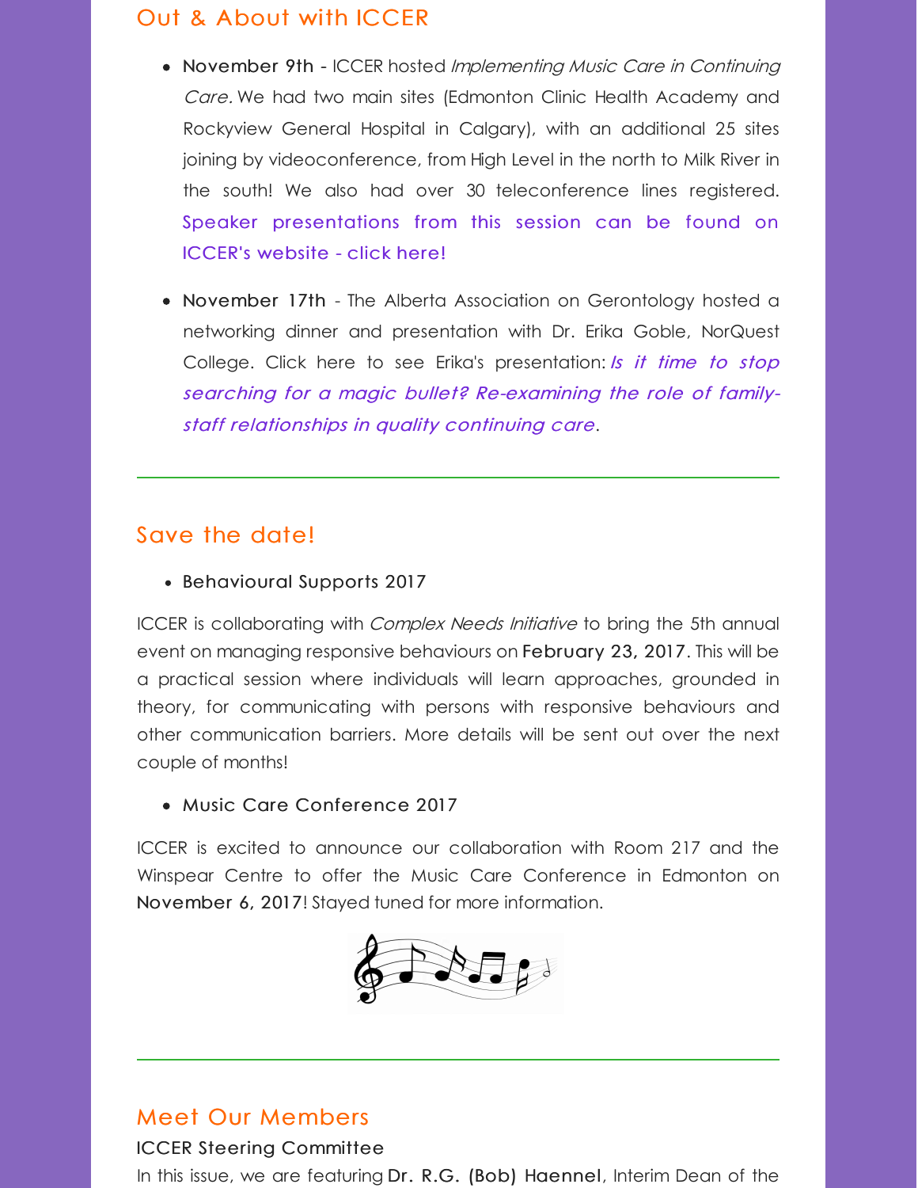## Out & About with ICCER

- **November 9th** - ICCER hosted *Implementing Music Care in Continuing Care*. We had two main sites (Edmonton Clinic Health Academy and Rockyview General Hospital in Calgary), with an additional 25 sites joining by videoconference, from High Level in the north to Milk River in the south! We also had over 30 teleconference lines registered. Speaker presentations from this session can be found on ICCER's website - click here!
- **November 17th** - The Alberta Association on Gerontology hosted a networking dinner and presentation with Dr. Erika Goble, NorQuest College. Click here to see Erika's presentation: *Is it time to stop searching for a magic bullet? Re-examining the role of family-staff relationships in quality continuing care*.

---

## Save the date!

- Behavioural Supports 2017

ICCER is collaborating with *Complex Needs Initiative* to bring the 5th annual event on managing responsive behaviours on **February 23, 2017**. This will be a practical session where individuals will learn approaches, grounded in theory, for communicating with persons with responsive behaviours and other communication barriers. More details will be sent out over the next couple of months!

- Music Care Conference 2017

ICCER is excited to announce our collaboration with Room 217 and the Winspear Centre to offer the Music Care Conference in Edmonton on **November 6, 2017**! Stayed tuned for more information.

---

## Meet Our Members

### ICCER Steering Committee

In this issue, we are featuring **Dr. R.G. (Bob) Haennel**, Interim Dean of the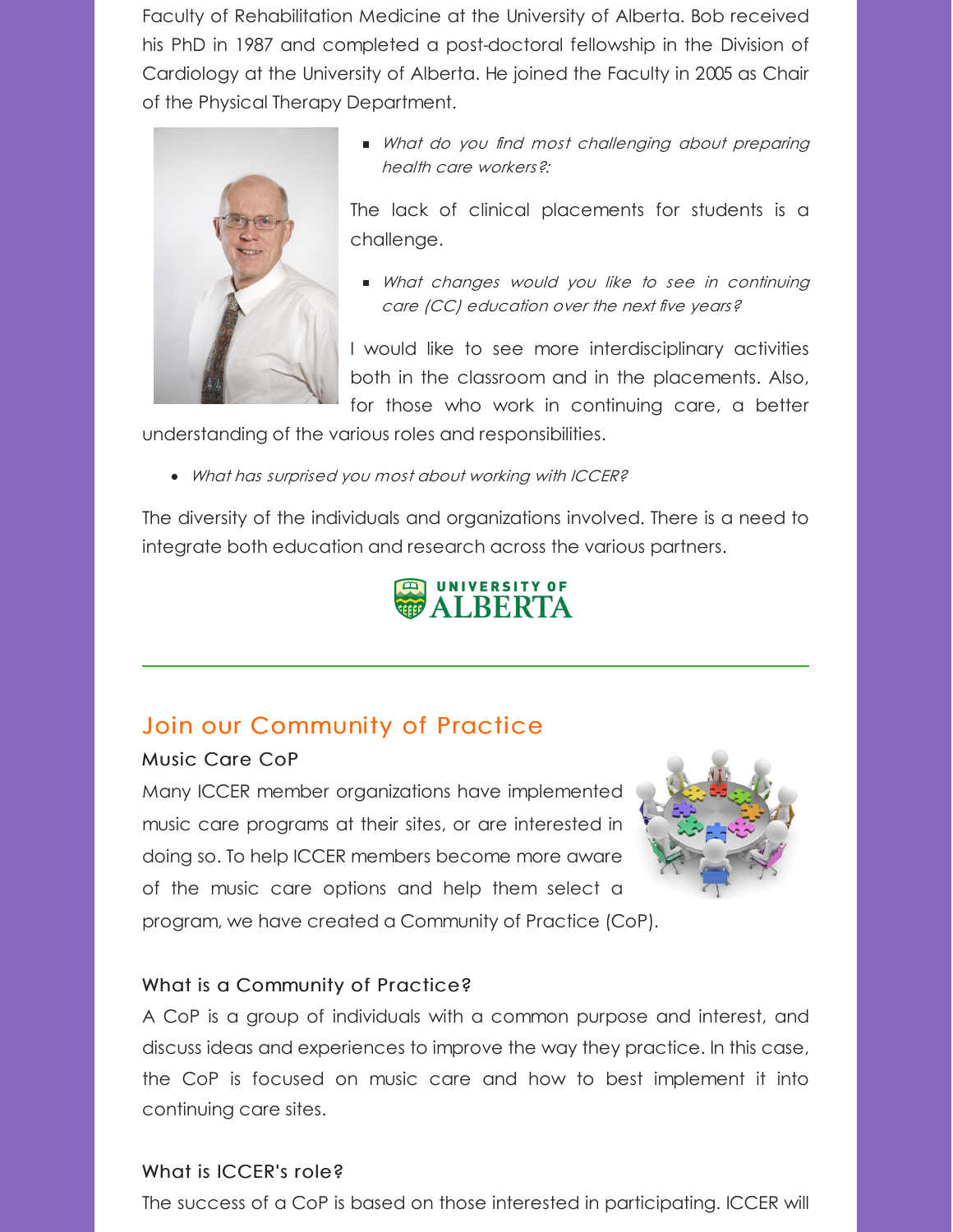Faculty of Rehabilitation Medicine at the University of Alberta. Bob received his PhD in 1987 and completed a post-doctoral fellowship in the Division of Cardiology at the University of Alberta. He joined the Faculty in 2005 as Chair of the Physical Therapy Department.

- *What do you find most challenging about preparing health care workers?:*

The lack of clinical placements for students is a challenge.

- *What changes would you like to see in continuing care (CC) education over the next five years?*

I would like to see more interdisciplinary activities both in the classroom and in the placements. Also, for those who work in continuing care, a better understanding of the various roles and responsibilities.

- *What has surprised you most about working with ICCER?*

The diversity of the individuals and organizations involved. There is a need to integrate both education and research across the various partners.

---

## Join our Community of Practice

### Music Care CoP

Many ICCER member organizations have implemented music care programs at their sites, or are interested in doing so. To help ICCER members become more aware of the music care options and help them select a program, we have created a Community of Practice (CoP).

### What is a Community of Practice?

A CoP is a group of individuals with a common purpose and interest, and discuss ideas and experiences to improve the way they practice. In this case, the CoP is focused on music care and how to best implement it into continuing care sites.

### What is ICCER's role?

The success of a CoP is based on those interested in participating. ICCER will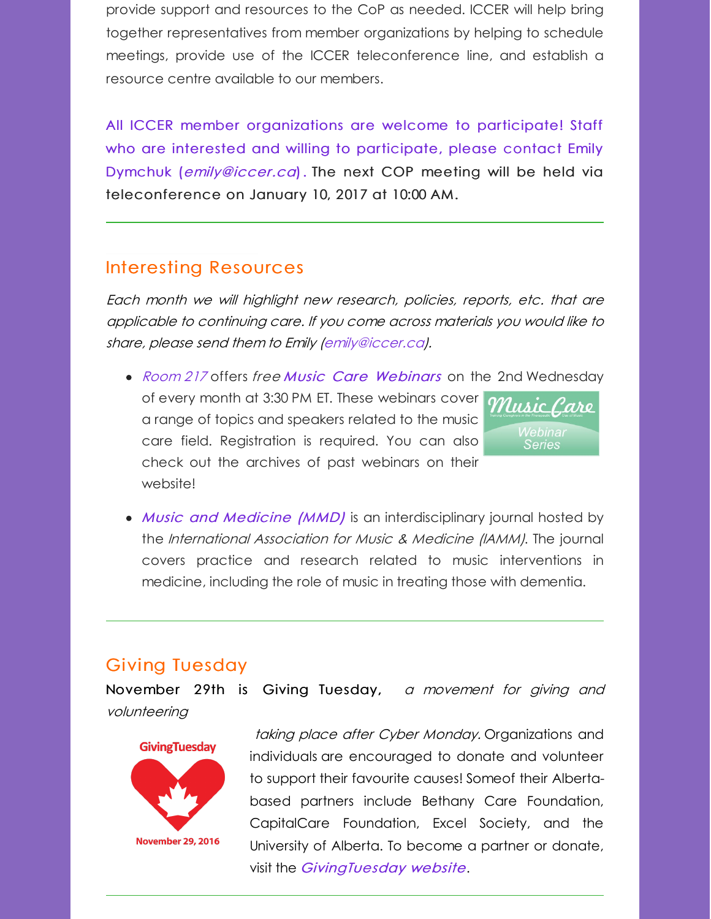provide support and resources to the CoP as needed. ICCER will help bring together representatives from member organizations by helping to schedule meetings, provide use of the ICCER teleconference line, and establish a resource centre available to our members.

All ICCER member organizations are welcome to participate! Staff who are interested and willing to participate, please contact Emily Dymchuk (*emily@iccer.ca*). The next COP meeting will be held via teleconference on January 10, 2017 at 10:00 AM.

---

## Interesting Resources

*Each month we will highlight new research, policies, reports, etc. that are applicable to continuing care. If you come across materials you would like to share, please send them to Emily (emily@iccer.ca).*

- *Room 217* offers *free* ***Music Care Webinars*** on the 2nd Wednesday of every month at 3:30 PM ET. These webinars cover a range of topics and speakers related to the music care field. Registration is required. You can also check out the archives of past webinars on their website!
- ***Music and Medicine (MMD)*** is an interdisciplinary journal hosted by the *International Association for Music & Medicine (IAMM)*. The journal covers practice and research related to music interventions in medicine, including the role of music in treating those with dementia.

---

## Giving Tuesday

November 29th is Giving Tuesday, *a movement for giving and volunteering taking place after Cyber Monday.* Organizations and individuals are encouraged to donate and volunteer to support their favourite causes! Someof their Alberta-based partners include Bethany Care Foundation, CapitalCare Foundation, Excel Society, and the University of Alberta. To become a partner or donate, visit the *GivingTuesday website*.

---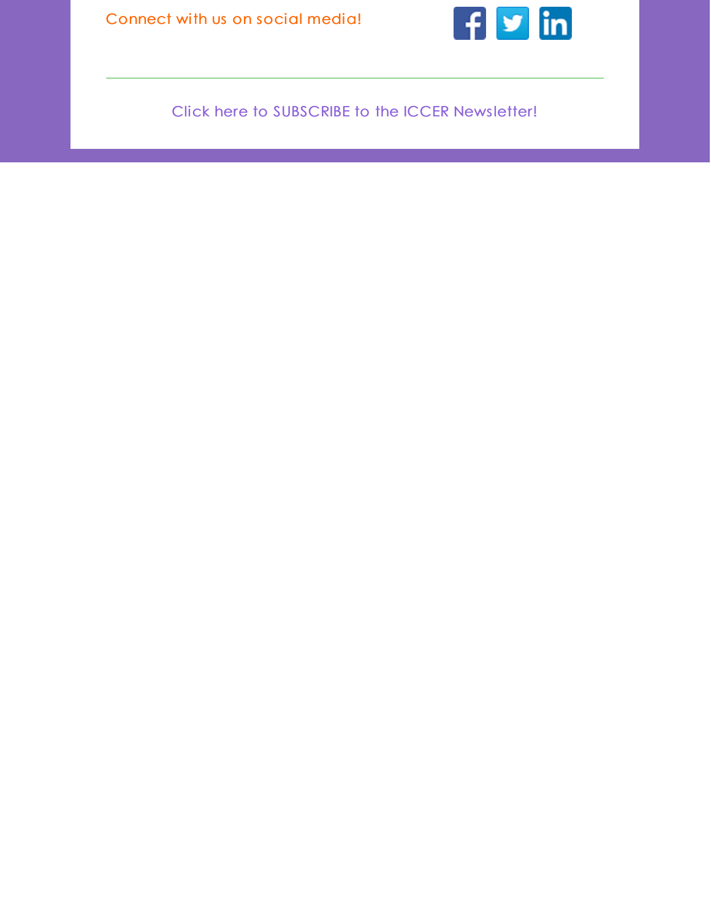Connect with us on social media!

---

Click here to SUBSCRIBE to the ICCER Newsletter!